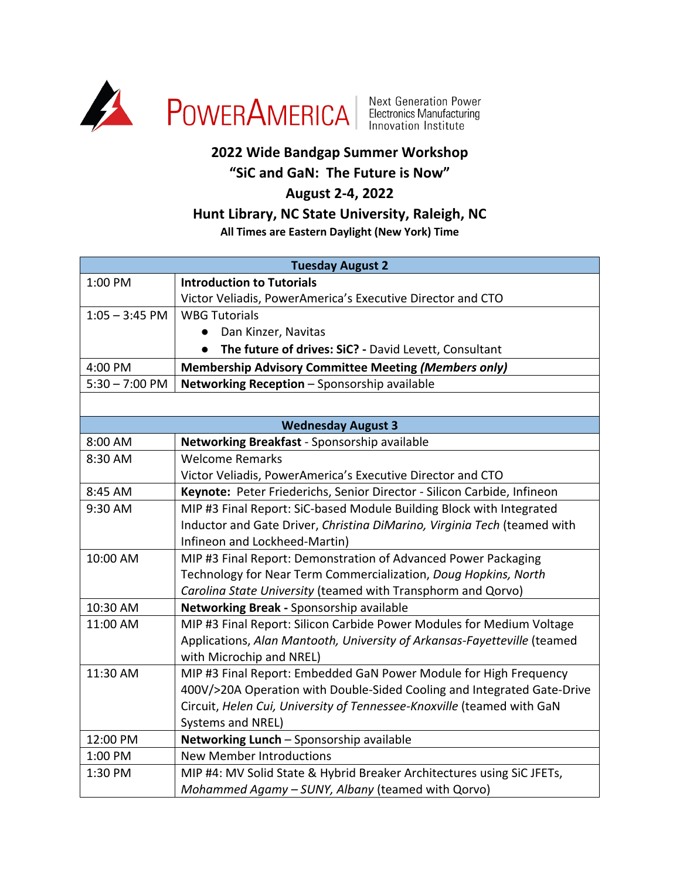PowerAmerica | Next Generation Power Electronics Manufacturing Innovation Institute

# 2022 Wide Bandgap Summer Workshop

## "SiC and GaN: The Future is Now"

## August 2-4, 2022

## Hunt Library, NC State University, Raleigh, NC

**All Times are Eastern Daylight (New York) Time**

| Tuesday August 2 | |
|---|---|
| 1:00 PM | **Introduction to Tutorials**<br>Victor Veliadis, PowerAmerica's Executive Director and CTO |
| 1:05 – 3:45 PM | WBG Tutorials<br>● Dan Kinzer, Navitas<br>● **The future of drives: SiC? -** David Levett, Consultant |
| 4:00 PM | **Membership Advisory Committee Meeting *(Members only)*** |
| 5:30 – 7:00 PM | **Networking Reception** – Sponsorship available |
| | |
| **Wednesday August 3** | |
| 8:00 AM | **Networking Breakfast** - Sponsorship available |
| 8:30 AM | Welcome Remarks<br>Victor Veliadis, PowerAmerica's Executive Director and CTO |
| 8:45 AM | **Keynote:** Peter Friederichs, Senior Director - Silicon Carbide, Infineon |
| 9:30 AM | MIP #3 Final Report: SiC-based Module Building Block with Integrated Inductor and Gate Driver, *Christina DiMarino, Virginia Tech* (teamed with Infineon and Lockheed-Martin) |
| 10:00 AM | MIP #3 Final Report: Demonstration of Advanced Power Packaging Technology for Near Term Commercialization, *Doug Hopkins, North Carolina State University* (teamed with Transphorm and Qorvo) |
| 10:30 AM | **Networking Break -** Sponsorship available |
| 11:00 AM | MIP #3 Final Report: Silicon Carbide Power Modules for Medium Voltage Applications, *Alan Mantooth, University of Arkansas-Fayetteville* (teamed with Microchip and NREL) |
| 11:30 AM | MIP #3 Final Report: Embedded GaN Power Module for High Frequency 400V/>20A Operation with Double-Sided Cooling and Integrated Gate-Drive Circuit, *Helen Cui, University of Tennessee-Knoxville* (teamed with GaN Systems and NREL) |
| 12:00 PM | **Networking Lunch** – Sponsorship available |
| 1:00 PM | New Member Introductions |
| 1:30 PM | MIP #4: MV Solid State & Hybrid Breaker Architectures using SiC JFETs, *Mohammed Agamy – SUNY, Albany* (teamed with Qorvo) |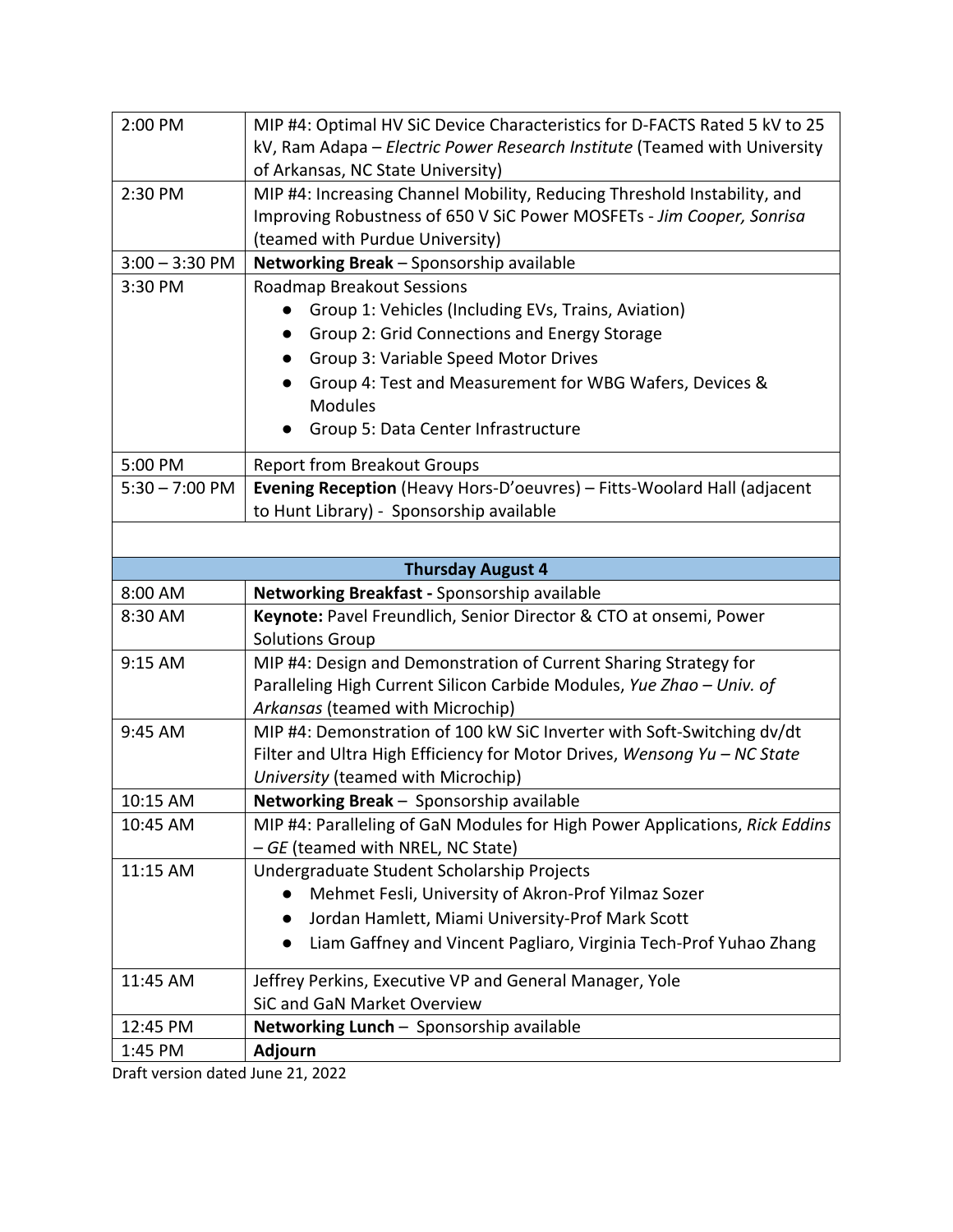| | |
|---|---|
| 2:00 PM | MIP #4: Optimal HV SiC Device Characteristics for D-FACTS Rated 5 kV to 25 kV, Ram Adapa – *Electric Power Research Institute* (Teamed with University of Arkansas, NC State University) |
| 2:30 PM | MIP #4: Increasing Channel Mobility, Reducing Threshold Instability, and Improving Robustness of 650 V SiC Power MOSFETs - *Jim Cooper, Sonrisa* (teamed with Purdue University) |
| 3:00 – 3:30 PM | **Networking Break** – Sponsorship available |
| 3:30 PM | Roadmap Breakout Sessions<br>● Group 1: Vehicles (Including EVs, Trains, Aviation)<br>● Group 2: Grid Connections and Energy Storage<br>● Group 3: Variable Speed Motor Drives<br>● Group 4: Test and Measurement for WBG Wafers, Devices & Modules<br>● Group 5: Data Center Infrastructure |
| 5:00 PM | Report from Breakout Groups |
| 5:30 – 7:00 PM | **Evening Reception** (Heavy Hors-D'oeuvres) – Fitts-Woolard Hall (adjacent to Hunt Library) - Sponsorship available |
| | |
| **Thursday August 4** | |
| 8:00 AM | **Networking Breakfast -** Sponsorship available |
| 8:30 AM | **Keynote:** Pavel Freundlich, Senior Director & CTO at onsemi, Power Solutions Group |
| 9:15 AM | MIP #4: Design and Demonstration of Current Sharing Strategy for Paralleling High Current Silicon Carbide Modules, *Yue Zhao – Univ. of Arkansas* (teamed with Microchip) |
| 9:45 AM | MIP #4: Demonstration of 100 kW SiC Inverter with Soft-Switching dv/dt Filter and Ultra High Efficiency for Motor Drives, *Wensong Yu – NC State University* (teamed with Microchip) |
| 10:15 AM | **Networking Break** – Sponsorship available |
| 10:45 AM | MIP #4: Paralleling of GaN Modules for High Power Applications, *Rick Eddins – GE* (teamed with NREL, NC State) |
| 11:15 AM | Undergraduate Student Scholarship Projects<br>● Mehmet Fesli, University of Akron-Prof Yilmaz Sozer<br>● Jordan Hamlett, Miami University-Prof Mark Scott<br>● Liam Gaffney and Vincent Pagliaro, Virginia Tech-Prof Yuhao Zhang |
| 11:45 AM | Jeffrey Perkins, Executive VP and General Manager, Yole<br>SiC and GaN Market Overview |
| 12:45 PM | **Networking Lunch** – Sponsorship available |
| 1:45 PM | **Adjourn** |

Draft version dated June 21, 2022